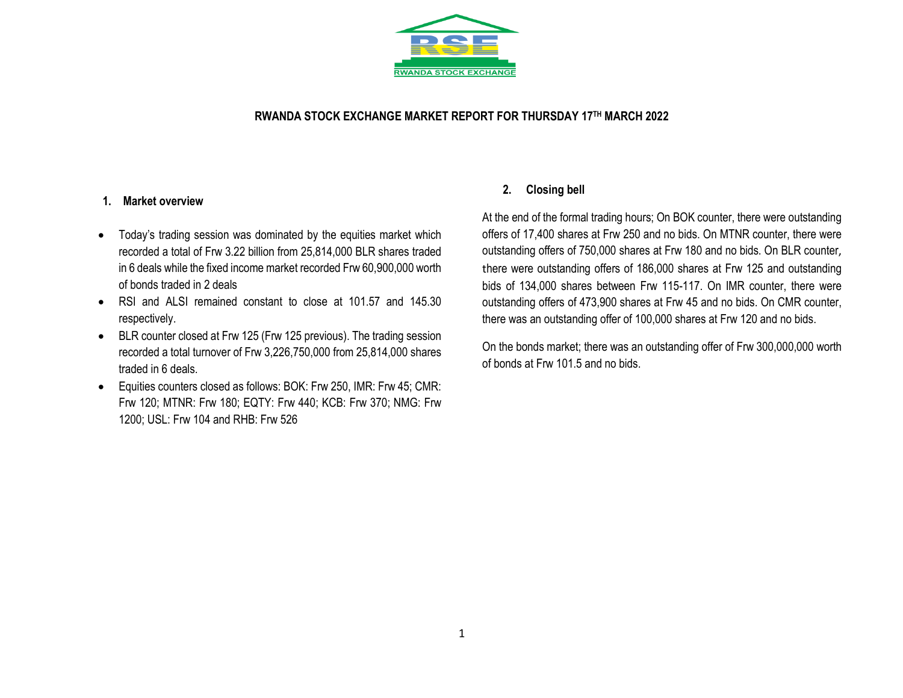RWANDA STOCK EXCHANGE

# RWANDA STOCK EXCHANGE MARKET REPORT FOR THURSDAY 17TH MARCH 2022

## 1. Market overview

- Today's trading session was dominated by the equities market which recorded a total of Frw 3.22 billion from 25,814,000 BLR shares traded in 6 deals while the fixed income market recorded Frw 60,900,000 worth of bonds traded in 2 deals
- RSI and ALSI remained constant to close at 101.57 and 145.30 respectively.
- BLR counter closed at Frw 125 (Frw 125 previous). The trading session recorded a total turnover of Frw 3,226,750,000 from 25,814,000 shares traded in 6 deals.
- Equities counters closed as follows: BOK: Frw 250, IMR: Frw 45; CMR: Frw 120; MTNR: Frw 180; EQTY: Frw 440; KCB: Frw 370; NMG: Frw 1200; USL: Frw 104 and RHB: Frw 526

## 2. Closing bell

At the end of the formal trading hours; On BOK counter, there were outstanding offers of 17,400 shares at Frw 250 and no bids. On MTNR counter, there were outstanding offers of 750,000 shares at Frw 180 and no bids. On BLR counter, there were outstanding offers of 186,000 shares at Frw 125 and outstanding bids of 134,000 shares between Frw 115-117. On IMR counter, there were outstanding offers of 473,900 shares at Frw 45 and no bids. On CMR counter, there was an outstanding offer of 100,000 shares at Frw 120 and no bids.

On the bonds market; there was an outstanding offer of Frw 300,000,000 worth of bonds at Frw 101.5 and no bids.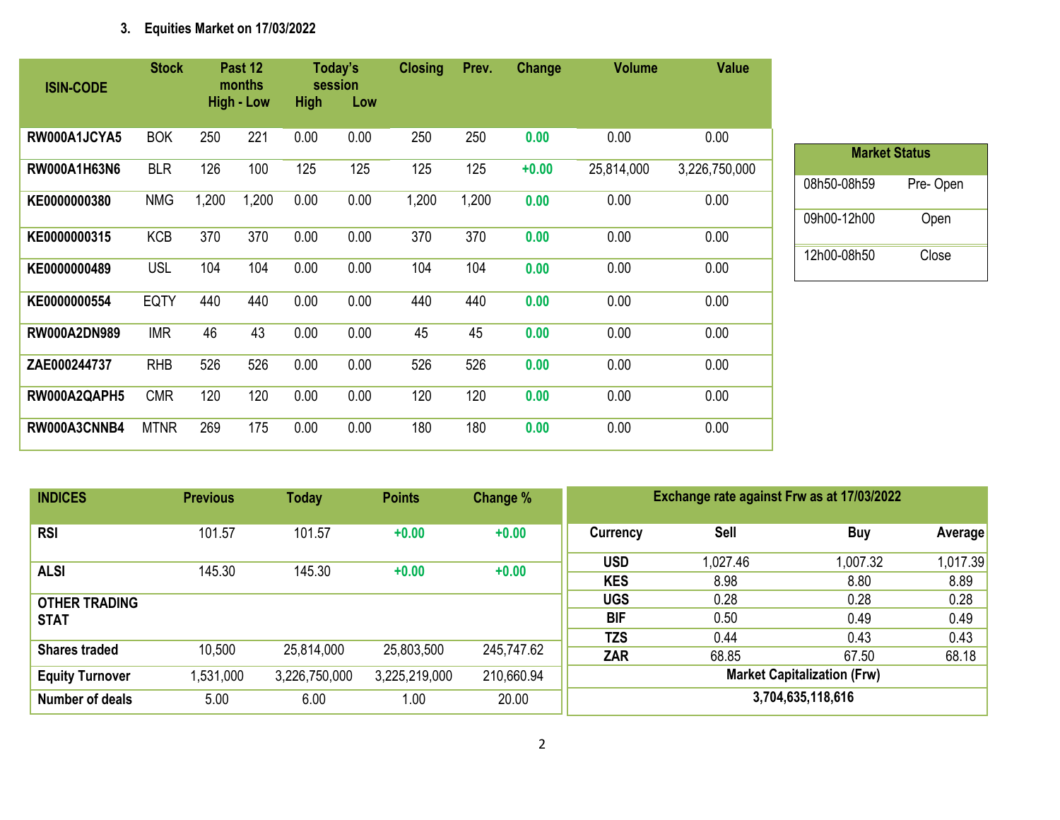### 3. Equities Market on 17/03/2022

| ISIN-CODE | Stock | Past 12 months High | Past 12 months Low | Today's session High | Today's session Low | Closing | Prev. | Change | Volume | Value |
|---|---|---|---|---|---|---|---|---|---|---|
| RW000A1JCYA5 | BOK | 250 | 221 | 0.00 | 0.00 | 250 | 250 | 0.00 | 0.00 | 0.00 |
| RW000A1H63N6 | BLR | 126 | 100 | 125 | 125 | 125 | 125 | +0.00 | 25,814,000 | 3,226,750,000 |
| KE0000000380 | NMG | 1,200 | 1,200 | 0.00 | 0.00 | 1,200 | 1,200 | 0.00 | 0.00 | 0.00 |
| KE0000000315 | KCB | 370 | 370 | 0.00 | 0.00 | 370 | 370 | 0.00 | 0.00 | 0.00 |
| KE0000000489 | USL | 104 | 104 | 0.00 | 0.00 | 104 | 104 | 0.00 | 0.00 | 0.00 |
| KE0000000554 | EQTY | 440 | 440 | 0.00 | 0.00 | 440 | 440 | 0.00 | 0.00 | 0.00 |
| RW000A2DN989 | IMR | 46 | 43 | 0.00 | 0.00 | 45 | 45 | 0.00 | 0.00 | 0.00 |
| ZAE000244737 | RHB | 526 | 526 | 0.00 | 0.00 | 526 | 526 | 0.00 | 0.00 | 0.00 |
| RW000A2QAPH5 | CMR | 120 | 120 | 0.00 | 0.00 | 120 | 120 | 0.00 | 0.00 | 0.00 |
| RW000A3CNNB4 | MTNR | 269 | 175 | 0.00 | 0.00 | 180 | 180 | 0.00 | 0.00 | 0.00 |

| Market Status | |
|---|---|
| 08h50-08h59 | Pre- Open |
| 09h00-12h00 | Open |
| 12h00-08h50 | Close |

| INDICES | Previous | Today | Points | Change % |
|---|---|---|---|---|
| RSI | 101.57 | 101.57 | +0.00 | +0.00 |
| ALSI | 145.30 | 145.30 | +0.00 | +0.00 |
| OTHER TRADING STAT | | | | |
| Shares traded | 10,500 | 25,814,000 | 25,803,500 | 245,747.62 |
| Equity Turnover | 1,531,000 | 3,226,750,000 | 3,225,219,000 | 210,660.94 |
| Number of deals | 5.00 | 6.00 | 1.00 | 20.00 |

| Exchange rate against Frw as at 17/03/2022 | | | |
|---|---|---|---|
| Currency | Sell | Buy | Average |
| USD | 1,027.46 | 1,007.32 | 1,017.39 |
| KES | 8.98 | 8.80 | 8.89 |
| UGS | 0.28 | 0.28 | 0.28 |
| BIF | 0.50 | 0.49 | 0.49 |
| TZS | 0.44 | 0.43 | 0.43 |
| ZAR | 68.85 | 67.50 | 68.18 |
| Market Capitalization (Frw) | | | |
| 3,704,635,118,616 | | | |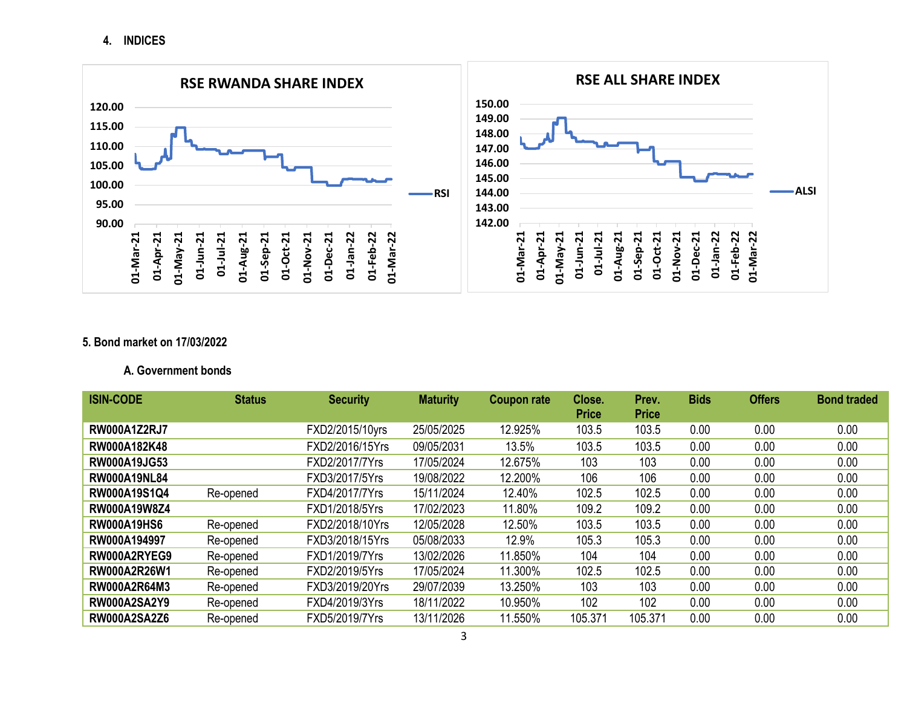## 4. INDICES

RSE RWANDA SHARE INDEX

120.00
115.00
110.00
105.00
100.00
95.00
90.00

01-Mar-21 01-Apr-21 01-May-21 01-Jun-21 01-Jul-21 01-Aug-21 01-Sep-21 01-Oct-21 01-Nov-21 01-Dec-21 01-Jan-22 01-Feb-22 01-Mar-22

RSI

RSE ALL SHARE INDEX

150.00
149.00
148.00
147.00
146.00
145.00
144.00
143.00
142.00

01-Mar-21 01-Apr-21 01-May-21 01-Jun-21 01-Jul-21 01-Aug-21 01-Sep-21 01-Oct-21 01-Nov-21 01-Dec-21 01-Jan-22 01-Feb-22 01-Mar-22

ALSI

## 5. Bond market on 17/03/2022

### A. Government bonds

| ISIN-CODE | Status | Security | Maturity | Coupon rate | Close. Price | Prev. Price | Bids | Offers | Bond traded |
|---|---|---|---|---|---|---|---|---|---|
| RW000A1Z2RJ7 | | FXD2/2015/10yrs | 25/05/2025 | 12.925% | 103.5 | 103.5 | 0.00 | 0.00 | 0.00 |
| RW000A182K48 | | FXD2/2016/15Yrs | 09/05/2031 | 13.5% | 103.5 | 103.5 | 0.00 | 0.00 | 0.00 |
| RW000A19JG53 | | FXD2/2017/7Yrs | 17/05/2024 | 12.675% | 103 | 103 | 0.00 | 0.00 | 0.00 |
| RW000A19NL84 | | FXD3/2017/5Yrs | 19/08/2022 | 12.200% | 106 | 106 | 0.00 | 0.00 | 0.00 |
| RW000A19S1Q4 | Re-opened | FXD4/2017/7Yrs | 15/11/2024 | 12.40% | 102.5 | 102.5 | 0.00 | 0.00 | 0.00 |
| RW000A19W8Z4 | | FXD1/2018/5Yrs | 17/02/2023 | 11.80% | 109.2 | 109.2 | 0.00 | 0.00 | 0.00 |
| RW000A19HS6 | Re-opened | FXD2/2018/10Yrs | 12/05/2028 | 12.50% | 103.5 | 103.5 | 0.00 | 0.00 | 0.00 |
| RW000A194997 | Re-opened | FXD3/2018/15Yrs | 05/08/2033 | 12.9% | 105.3 | 105.3 | 0.00 | 0.00 | 0.00 |
| RW000A2RYEG9 | Re-opened | FXD1/2019/7Yrs | 13/02/2026 | 11.850% | 104 | 104 | 0.00 | 0.00 | 0.00 |
| RW000A2R26W1 | Re-opened | FXD2/2019/5Yrs | 17/05/2024 | 11.300% | 102.5 | 102.5 | 0.00 | 0.00 | 0.00 |
| RW000A2R64M3 | Re-opened | FXD3/2019/20Yrs | 29/07/2039 | 13.250% | 103 | 103 | 0.00 | 0.00 | 0.00 |
| RW000A2SA2Y9 | Re-opened | FXD4/2019/3Yrs | 18/11/2022 | 10.950% | 102 | 102 | 0.00 | 0.00 | 0.00 |
| RW000A2SA2Z6 | Re-opened | FXD5/2019/7Yrs | 13/11/2026 | 11.550% | 105.371 | 105.371 | 0.00 | 0.00 | 0.00 |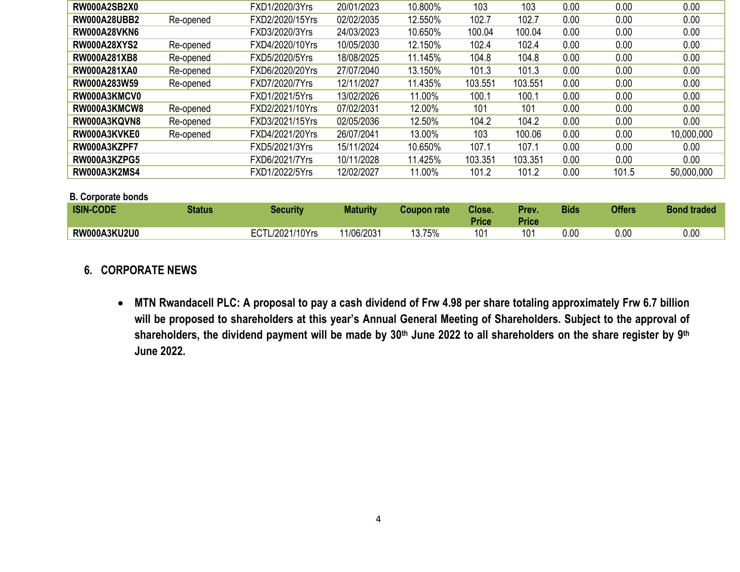| | | | | | | | | | |
|---|---|---|---|---|---|---|---|---|---|
| **RW000A2SB2X0** | | FXD1/2020/3Yrs | 20/01/2023 | 10.800% | 103 | 103 | 0.00 | 0.00 | 0.00 |
| **RW000A28UBB2** | Re-opened | FXD2/2020/15Yrs | 02/02/2035 | 12.550% | 102.7 | 102.7 | 0.00 | 0.00 | 0.00 |
| **RW000A28VKN6** | | FXD3/2020/3Yrs | 24/03/2023 | 10.650% | 100.04 | 100.04 | 0.00 | 0.00 | 0.00 |
| **RW000A28XYS2** | Re-opened | FXD4/2020/10Yrs | 10/05/2030 | 12.150% | 102.4 | 102.4 | 0.00 | 0.00 | 0.00 |
| **RW000A281XB8** | Re-opened | FXD5/2020/5Yrs | 18/08/2025 | 11.145% | 104.8 | 104.8 | 0.00 | 0.00 | 0.00 |
| **RW000A281XA0** | Re-opened | FXD6/2020/20Yrs | 27/07/2040 | 13.150% | 101.3 | 101.3 | 0.00 | 0.00 | 0.00 |
| **RW000A283W59** | Re-opened | FXD7/2020/7Yrs | 12/11/2027 | 11.435% | 103.551 | 103.551 | 0.00 | 0.00 | 0.00 |
| **RW000A3KMCV0** | | FXD1/2021/5Yrs | 13/02/2026 | 11.00% | 100.1 | 100.1 | 0.00 | 0.00 | 0.00 |
| **RW000A3KMCW8** | Re-opened | FXD2/2021/10Yrs | 07/02/2031 | 12.00% | 101 | 101 | 0.00 | 0.00 | 0.00 |
| **RW000A3KQVN8** | Re-opened | FXD3/2021/15Yrs | 02/05/2036 | 12.50% | 104.2 | 104.2 | 0.00 | 0.00 | 0.00 |
| **RW000A3KVKE0** | Re-opened | FXD4/2021/20Yrs | 26/07/2041 | 13.00% | 103 | 100.06 | 0.00 | 0.00 | 10,000,000 |
| **RW000A3KZPF7** | | FXD5/2021/3Yrs | 15/11/2024 | 10.650% | 107.1 | 107.1 | 0.00 | 0.00 | 0.00 |
| **RW000A3KZPG5** | | FXD6/2021/7Yrs | 10/11/2028 | 11.425% | 103.351 | 103.351 | 0.00 | 0.00 | 0.00 |
| **RW000A3K2MS4** | | FXD1/2022/5Yrs | 12/02/2027 | 11.00% | 101.2 | 101.2 | 0.00 | 101.5 | 50,000,000 |

**B. Corporate bonds**

| ISIN-CODE | Status | Security | Maturity | Coupon rate | Close. Price | Prev. Price | Bids | Offers | Bond traded |
|---|---|---|---|---|---|---|---|---|---|
| **RW000A3KU2U0** | | ECTL/2021/10Yrs | 11/06/2031 | 13.75% | 101 | 101 | 0.00 | 0.00 | 0.00 |

## 6. CORPORATE NEWS

- **MTN Rwandacell PLC: A proposal to pay a cash dividend of Frw 4.98 per share totaling approximately Frw 6.7 billion will be proposed to shareholders at this year's Annual General Meeting of Shareholders. Subject to the approval of shareholders, the dividend payment will be made by 30th June 2022 to all shareholders on the share register by 9th June 2022.**